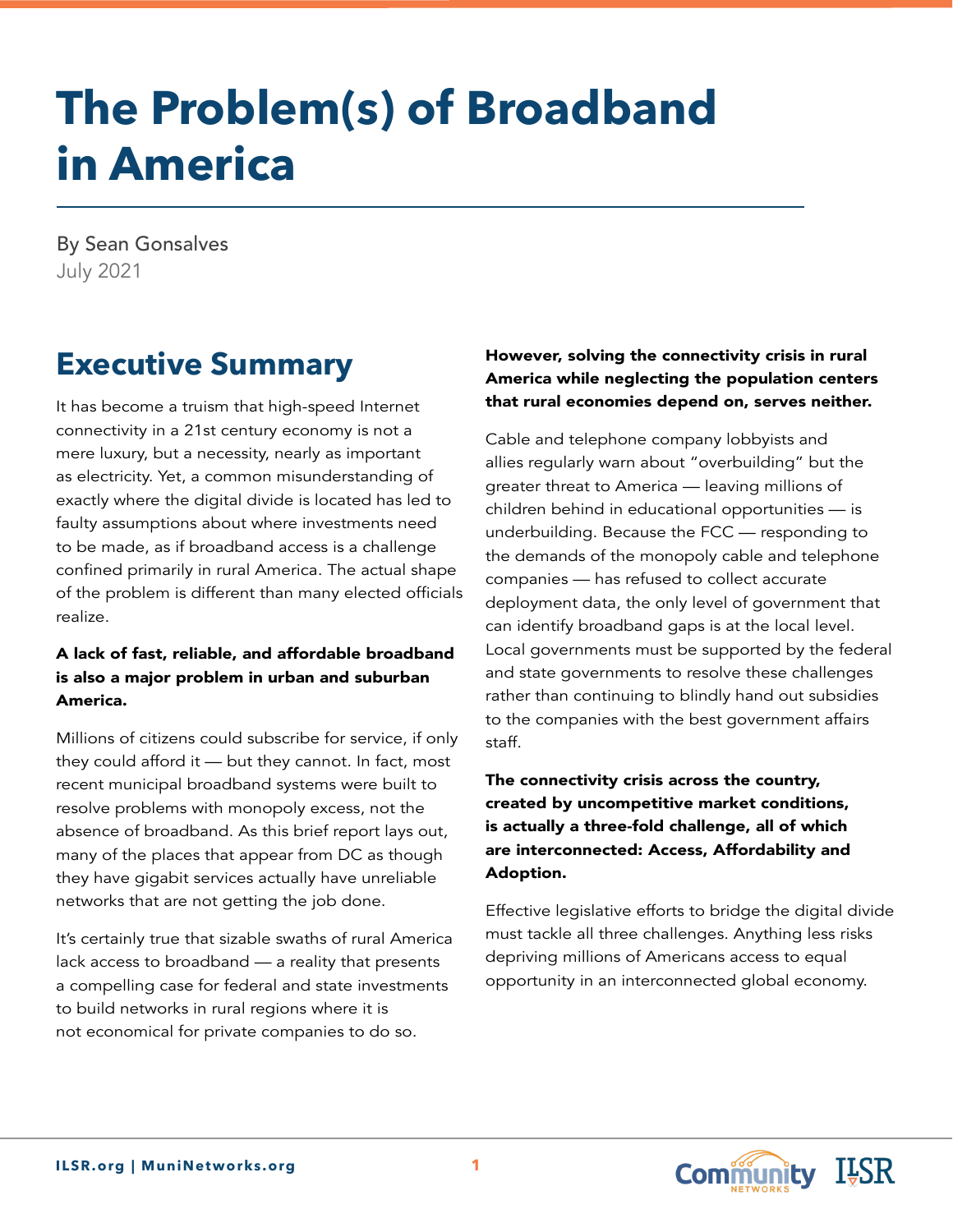# The Problem(s) of Broadband in America

By Sean Gonsalves
July 2021

## Executive Summary

It has become a truism that high-speed Internet connectivity in a 21st century economy is not a mere luxury, but a necessity, nearly as important as electricity. Yet, a common misunderstanding of exactly where the digital divide is located has led to faulty assumptions about where investments need to be made, as if broadband access is a challenge confined primarily in rural America. The actual shape of the problem is different than many elected officials realize.

**A lack of fast, reliable, and affordable broadband is also a major problem in urban and suburban America.**

Millions of citizens could subscribe for service, if only they could afford it — but they cannot. In fact, most recent municipal broadband systems were built to resolve problems with monopoly excess, not the absence of broadband. As this brief report lays out, many of the places that appear from DC as though they have gigabit services actually have unreliable networks that are not getting the job done.

It's certainly true that sizable swaths of rural America lack access to broadband — a reality that presents a compelling case for federal and state investments to build networks in rural regions where it is not economical for private companies to do so.

**However, solving the connectivity crisis in rural America while neglecting the population centers that rural economies depend on, serves neither.**

Cable and telephone company lobbyists and allies regularly warn about "overbuilding" but the greater threat to America — leaving millions of children behind in educational opportunities — is underbuilding. Because the FCC — responding to the demands of the monopoly cable and telephone companies — has refused to collect accurate deployment data, the only level of government that can identify broadband gaps is at the local level. Local governments must be supported by the federal and state governments to resolve these challenges rather than continuing to blindly hand out subsidies to the companies with the best government affairs staff.

**The connectivity crisis across the country, created by uncompetitive market conditions, is actually a three-fold challenge, all of which are interconnected: Access, Affordability and Adoption.**

Effective legislative efforts to bridge the digital divide must tackle all three challenges. Anything less risks depriving millions of Americans access to equal opportunity in an interconnected global economy.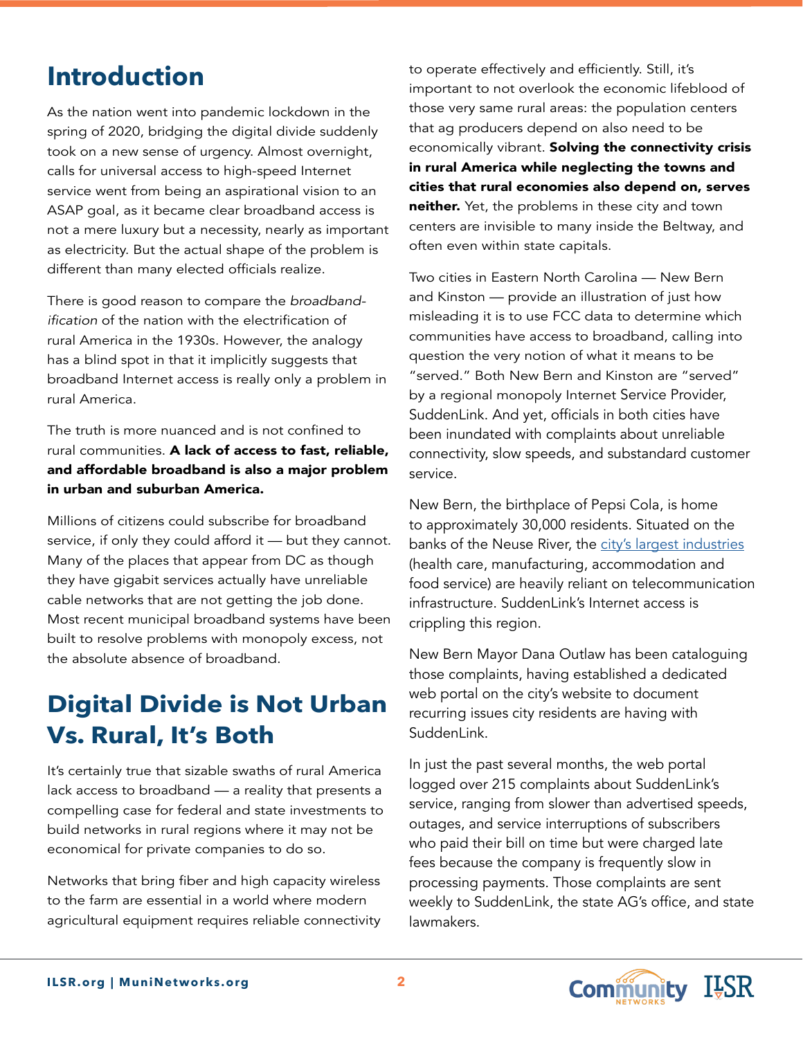# Introduction

As the nation went into pandemic lockdown in the spring of 2020, bridging the digital divide suddenly took on a new sense of urgency. Almost overnight, calls for universal access to high-speed Internet service went from being an aspirational vision to an ASAP goal, as it became clear broadband access is not a mere luxury but a necessity, nearly as important as electricity. But the actual shape of the problem is different than many elected officials realize.

There is good reason to compare the *broadband-ification* of the nation with the electrification of rural America in the 1930s. However, the analogy has a blind spot in that it implicitly suggests that broadband Internet access is really only a problem in rural America.

The truth is more nuanced and is not confined to rural communities. **A lack of access to fast, reliable, and affordable broadband is also a major problem in urban and suburban America.**

Millions of citizens could subscribe for broadband service, if only they could afford it — but they cannot. Many of the places that appear from DC as though they have gigabit services actually have unreliable cable networks that are not getting the job done. Most recent municipal broadband systems have been built to resolve problems with monopoly excess, not the absolute absence of broadband.

# Digital Divide is Not Urban Vs. Rural, It's Both

It's certainly true that sizable swaths of rural America lack access to broadband — a reality that presents a compelling case for federal and state investments to build networks in rural regions where it may not be economical for private companies to do so.

Networks that bring fiber and high capacity wireless to the farm are essential in a world where modern agricultural equipment requires reliable connectivity to operate effectively and efficiently. Still, it's important to not overlook the economic lifeblood of those very same rural areas: the population centers that ag producers depend on also need to be economically vibrant. **Solving the connectivity crisis in rural America while neglecting the towns and cities that rural economies also depend on, serves neither.** Yet, the problems in these city and town centers are invisible to many inside the Beltway, and often even within state capitals.

Two cities in Eastern North Carolina — New Bern and Kinston — provide an illustration of just how misleading it is to use FCC data to determine which communities have access to broadband, calling into question the very notion of what it means to be "served." Both New Bern and Kinston are "served" by a regional monopoly Internet Service Provider, SuddenLink. And yet, officials in both cities have been inundated with complaints about unreliable connectivity, slow speeds, and substandard customer service.

New Bern, the birthplace of Pepsi Cola, is home to approximately 30,000 residents. Situated on the banks of the Neuse River, the [city's largest industries] (health care, manufacturing, accommodation and food service) are heavily reliant on telecommunication infrastructure. SuddenLink's Internet access is crippling this region.

New Bern Mayor Dana Outlaw has been cataloguing those complaints, having established a dedicated web portal on the city's website to document recurring issues city residents are having with SuddenLink.

In just the past several months, the web portal logged over 215 complaints about SuddenLink's service, ranging from slower than advertised speeds, outages, and service interruptions of subscribers who paid their bill on time but were charged late fees because the company is frequently slow in processing payments. Those complaints are sent weekly to SuddenLink, the state AG's office, and state lawmakers.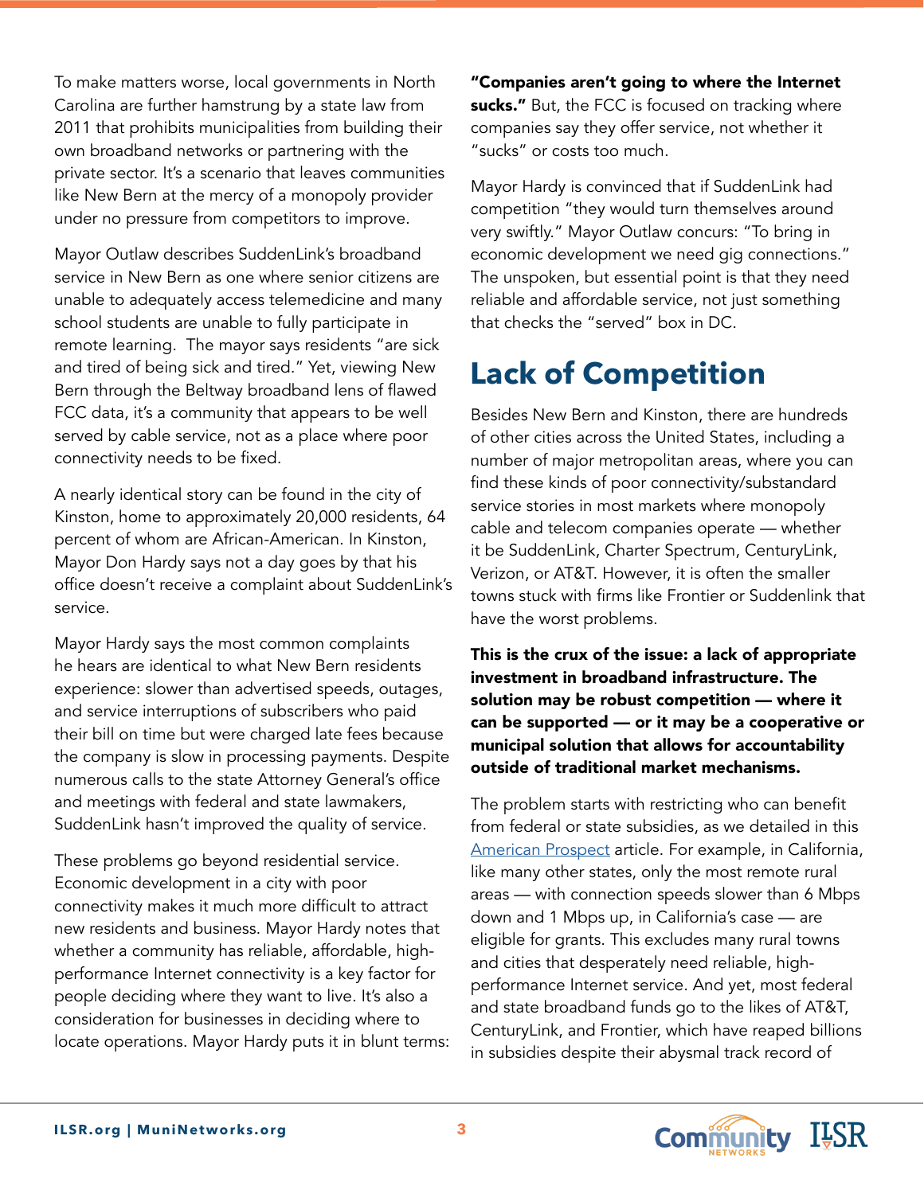To make matters worse, local governments in North Carolina are further hamstrung by a state law from 2011 that prohibits municipalities from building their own broadband networks or partnering with the private sector. It's a scenario that leaves communities like New Bern at the mercy of a monopoly provider under no pressure from competitors to improve.

Mayor Outlaw describes SuddenLink's broadband service in New Bern as one where senior citizens are unable to adequately access telemedicine and many school students are unable to fully participate in remote learning. The mayor says residents "are sick and tired of being sick and tired." Yet, viewing New Bern through the Beltway broadband lens of flawed FCC data, it's a community that appears to be well served by cable service, not as a place where poor connectivity needs to be fixed.

A nearly identical story can be found in the city of Kinston, home to approximately 20,000 residents, 64 percent of whom are African-American. In Kinston, Mayor Don Hardy says not a day goes by that his office doesn't receive a complaint about SuddenLink's service.

Mayor Hardy says the most common complaints he hears are identical to what New Bern residents experience: slower than advertised speeds, outages, and service interruptions of subscribers who paid their bill on time but were charged late fees because the company is slow in processing payments. Despite numerous calls to the state Attorney General's office and meetings with federal and state lawmakers, SuddenLink hasn't improved the quality of service.

These problems go beyond residential service. Economic development in a city with poor connectivity makes it much more difficult to attract new residents and business. Mayor Hardy notes that whether a community has reliable, affordable, high-performance Internet connectivity is a key factor for people deciding where they want to live. It's also a consideration for businesses in deciding where to locate operations. Mayor Hardy puts it in blunt terms: **"Companies aren't going to where the Internet sucks."** But, the FCC is focused on tracking where companies say they offer service, not whether it "sucks" or costs too much.

Mayor Hardy is convinced that if SuddenLink had competition "they would turn themselves around very swiftly." Mayor Outlaw concurs: "To bring in economic development we need gig connections." The unspoken, but essential point is that they need reliable and affordable service, not just something that checks the "served" box in DC.

## Lack of Competition

Besides New Bern and Kinston, there are hundreds of other cities across the United States, including a number of major metropolitan areas, where you can find these kinds of poor connectivity/substandard service stories in most markets where monopoly cable and telecom companies operate — whether it be SuddenLink, Charter Spectrum, CenturyLink, Verizon, or AT&T. However, it is often the smaller towns stuck with firms like Frontier or Suddenlink that have the worst problems.

**This is the crux of the issue: a lack of appropriate investment in broadband infrastructure. The solution may be robust competition — where it can be supported — or it may be a cooperative or municipal solution that allows for accountability outside of traditional market mechanisms.**

The problem starts with restricting who can benefit from federal or state subsidies, as we detailed in this American Prospect article. For example, in California, like many other states, only the most remote rural areas — with connection speeds slower than 6 Mbps down and 1 Mbps up, in California's case — are eligible for grants. This excludes many rural towns and cities that desperately need reliable, high-performance Internet service. And yet, most federal and state broadband funds go to the likes of AT&T, CenturyLink, and Frontier, which have reaped billions in subsidies despite their abysmal track record of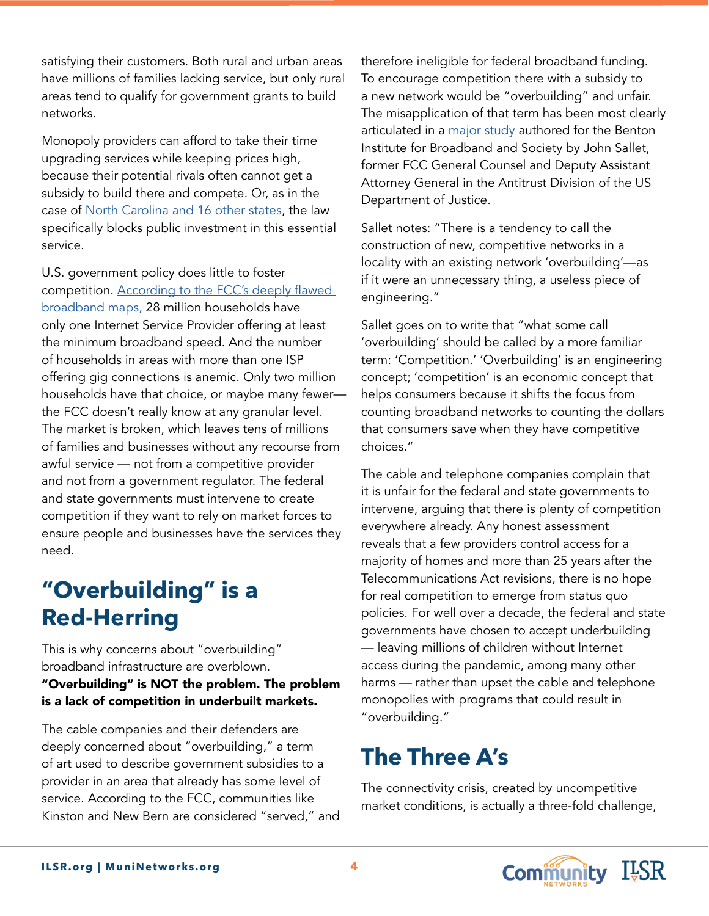satisfying their customers. Both rural and urban areas have millions of families lacking service, but only rural areas tend to qualify for government grants to build networks.

Monopoly providers can afford to take their time upgrading services while keeping prices high, because their potential rivals often cannot get a subsidy to build there and compete. Or, as in the case of North Carolina and 16 other states, the law specifically blocks public investment in this essential service.

U.S. government policy does little to foster competition. According to the FCC's deeply flawed broadband maps, 28 million households have only one Internet Service Provider offering at least the minimum broadband speed. And the number of households in areas with more than one ISP offering gig connections is anemic. Only two million households have that choice, or maybe many fewer—the FCC doesn't really know at any granular level. The market is broken, which leaves tens of millions of families and businesses without any recourse from awful service — not from a competitive provider and not from a government regulator. The federal and state governments must intervene to create competition if they want to rely on market forces to ensure people and businesses have the services they need.

## "Overbuilding" is a Red-Herring

This is why concerns about "overbuilding" broadband infrastructure are overblown. **"Overbuilding" is NOT the problem. The problem is a lack of competition in underbuilt markets.**

The cable companies and their defenders are deeply concerned about "overbuilding," a term of art used to describe government subsidies to a provider in an area that already has some level of service. According to the FCC, communities like Kinston and New Bern are considered "served," and therefore ineligible for federal broadband funding. To encourage competition there with a subsidy to a new network would be "overbuilding" and unfair. The misapplication of that term has been most clearly articulated in a major study authored for the Benton Institute for Broadband and Society by John Sallet, former FCC General Counsel and Deputy Assistant Attorney General in the Antitrust Division of the US Department of Justice.

Sallet notes: "There is a tendency to call the construction of new, competitive networks in a locality with an existing network 'overbuilding'—as if it were an unnecessary thing, a useless piece of engineering."

Sallet goes on to write that "what some call 'overbuilding' should be called by a more familiar term: 'Competition.' 'Overbuilding' is an engineering concept; 'competition' is an economic concept that helps consumers because it shifts the focus from counting broadband networks to counting the dollars that consumers save when they have competitive choices."

The cable and telephone companies complain that it is unfair for the federal and state governments to intervene, arguing that there is plenty of competition everywhere already. Any honest assessment reveals that a few providers control access for a majority of homes and more than 25 years after the Telecommunications Act revisions, there is no hope for real competition to emerge from status quo policies. For well over a decade, the federal and state governments have chosen to accept underbuilding — leaving millions of children without Internet access during the pandemic, among many other harms — rather than upset the cable and telephone monopolies with programs that could result in "overbuilding."

## The Three A's

The connectivity crisis, created by uncompetitive market conditions, is actually a three-fold challenge,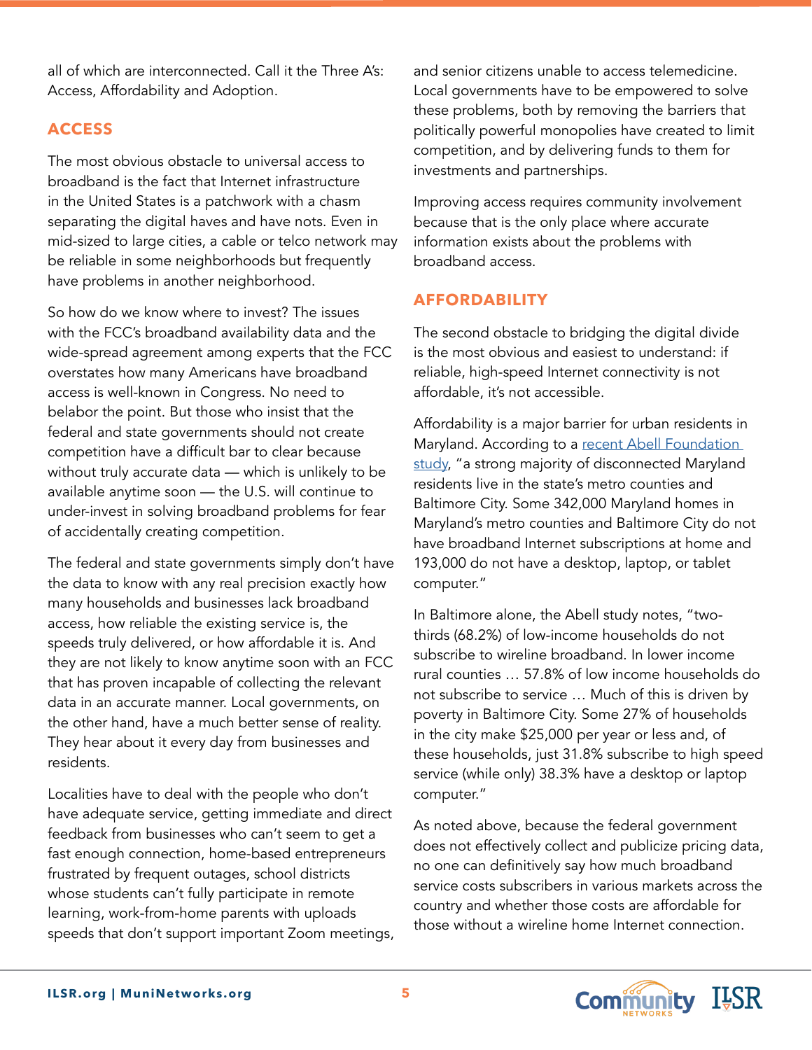all of which are interconnected. Call it the Three A's: Access, Affordability and Adoption.

## ACCESS

The most obvious obstacle to universal access to broadband is the fact that Internet infrastructure in the United States is a patchwork with a chasm separating the digital haves and have nots. Even in mid-sized to large cities, a cable or telco network may be reliable in some neighborhoods but frequently have problems in another neighborhood.

So how do we know where to invest? The issues with the FCC's broadband availability data and the wide-spread agreement among experts that the FCC overstates how many Americans have broadband access is well-known in Congress. No need to belabor the point. But those who insist that the federal and state governments should not create competition have a difficult bar to clear because without truly accurate data — which is unlikely to be available anytime soon — the U.S. will continue to under-invest in solving broadband problems for fear of accidentally creating competition.

The federal and state governments simply don't have the data to know with any real precision exactly how many households and businesses lack broadband access, how reliable the existing service is, the speeds truly delivered, or how affordable it is. And they are not likely to know anytime soon with an FCC that has proven incapable of collecting the relevant data in an accurate manner. Local governments, on the other hand, have a much better sense of reality. They hear about it every day from businesses and residents.

Localities have to deal with the people who don't have adequate service, getting immediate and direct feedback from businesses who can't seem to get a fast enough connection, home-based entrepreneurs frustrated by frequent outages, school districts whose students can't fully participate in remote learning, work-from-home parents with uploads speeds that don't support important Zoom meetings, and senior citizens unable to access telemedicine. Local governments have to be empowered to solve these problems, both by removing the barriers that politically powerful monopolies have created to limit competition, and by delivering funds to them for investments and partnerships.

Improving access requires community involvement because that is the only place where accurate information exists about the problems with broadband access.

## AFFORDABILITY

The second obstacle to bridging the digital divide is the most obvious and easiest to understand: if reliable, high-speed Internet connectivity is not affordable, it's not accessible.

Affordability is a major barrier for urban residents in Maryland. According to a recent Abell Foundation study, "a strong majority of disconnected Maryland residents live in the state's metro counties and Baltimore City. Some 342,000 Maryland homes in Maryland's metro counties and Baltimore City do not have broadband Internet subscriptions at home and 193,000 do not have a desktop, laptop, or tablet computer."

In Baltimore alone, the Abell study notes, "two-thirds (68.2%) of low-income households do not subscribe to wireline broadband. In lower income rural counties … 57.8% of low income households do not subscribe to service … Much of this is driven by poverty in Baltimore City. Some 27% of households in the city make $25,000 per year or less and, of these households, just 31.8% subscribe to high speed service (while only) 38.3% have a desktop or laptop computer."

As noted above, because the federal government does not effectively collect and publicize pricing data, no one can definitively say how much broadband service costs subscribers in various markets across the country and whether those costs are affordable for those without a wireline home Internet connection.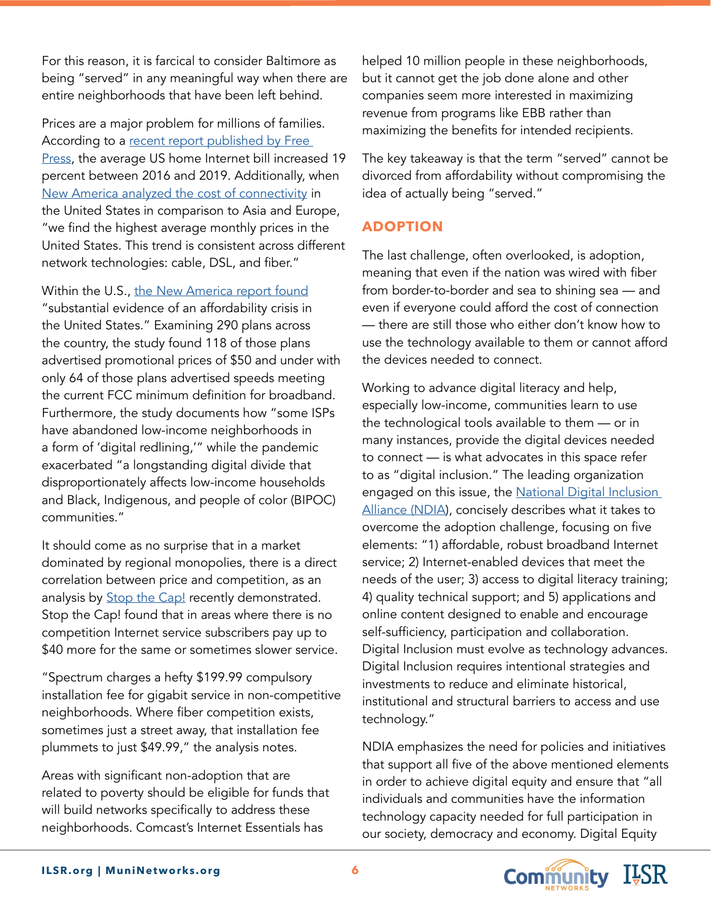For this reason, it is farcical to consider Baltimore as being "served" in any meaningful way when there are entire neighborhoods that have been left behind.

Prices are a major problem for millions of families. According to a [recent report published by Free Press](), the average US home Internet bill increased 19 percent between 2016 and 2019. Additionally, when [New America analyzed the cost of connectivity]() in the United States in comparison to Asia and Europe, "we find the highest average monthly prices in the United States. This trend is consistent across different network technologies: cable, DSL, and fiber."

Within the U.S., [the New America report found]() "substantial evidence of an affordability crisis in the United States." Examining 290 plans across the country, the study found 118 of those plans advertised promotional prices of $50 and under with only 64 of those plans advertised speeds meeting the current FCC minimum definition for broadband. Furthermore, the study documents how "some ISPs have abandoned low-income neighborhoods in a form of 'digital redlining,'" while the pandemic exacerbated "a longstanding digital divide that disproportionately affects low-income households and Black, Indigenous, and people of color (BIPOC) communities."

It should come as no surprise that in a market dominated by regional monopolies, there is a direct correlation between price and competition, as an analysis by [Stop the Cap!]() recently demonstrated. Stop the Cap! found that in areas where there is no competition Internet service subscribers pay up to $40 more for the same or sometimes slower service.

"Spectrum charges a hefty $199.99 compulsory installation fee for gigabit service in non-competitive neighborhoods. Where fiber competition exists, sometimes just a street away, that installation fee plummets to just $49.99," the analysis notes.

Areas with significant non-adoption that are related to poverty should be eligible for funds that will build networks specifically to address these neighborhoods. Comcast's Internet Essentials has helped 10 million people in these neighborhoods, but it cannot get the job done alone and other companies seem more interested in maximizing revenue from programs like EBB rather than maximizing the benefits for intended recipients.

The key takeaway is that the term "served" cannot be divorced from affordability without compromising the idea of actually being "served."

## ADOPTION

The last challenge, often overlooked, is adoption, meaning that even if the nation was wired with fiber from border-to-border and sea to shining sea — and even if everyone could afford the cost of connection — there are still those who either don't know how to use the technology available to them or cannot afford the devices needed to connect.

Working to advance digital literacy and help, especially low-income, communities learn to use the technological tools available to them — or in many instances, provide the digital devices needed to connect — is what advocates in this space refer to as "digital inclusion." The leading organization engaged on this issue, the [National Digital Inclusion Alliance (NDIA)](), concisely describes what it takes to overcome the adoption challenge, focusing on five elements: "1) affordable, robust broadband Internet service; 2) Internet-enabled devices that meet the needs of the user; 3) access to digital literacy training; 4) quality technical support; and 5) applications and online content designed to enable and encourage self-sufficiency, participation and collaboration. Digital Inclusion must evolve as technology advances. Digital Inclusion requires intentional strategies and investments to reduce and eliminate historical, institutional and structural barriers to access and use technology."

NDIA emphasizes the need for policies and initiatives that support all five of the above mentioned elements in order to achieve digital equity and ensure that "all individuals and communities have the information technology capacity needed for full participation in our society, democracy and economy. Digital Equity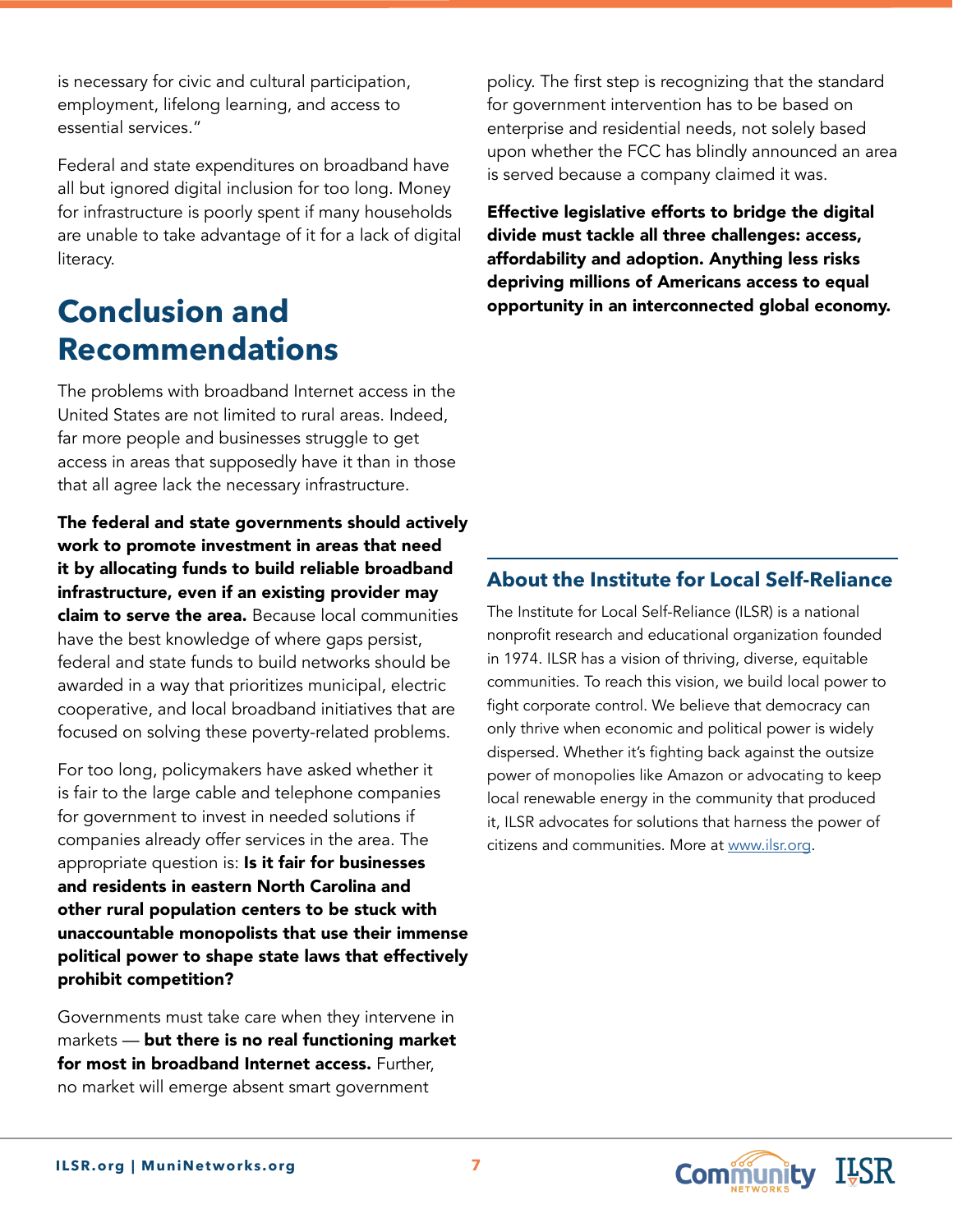is necessary for civic and cultural participation, employment, lifelong learning, and access to essential services."

Federal and state expenditures on broadband have all but ignored digital inclusion for too long. Money for infrastructure is poorly spent if many households are unable to take advantage of it for a lack of digital literacy.

## Conclusion and Recommendations

The problems with broadband Internet access in the United States are not limited to rural areas. Indeed, far more people and businesses struggle to get access in areas that supposedly have it than in those that all agree lack the necessary infrastructure.

**The federal and state governments should actively work to promote investment in areas that need it by allocating funds to build reliable broadband infrastructure, even if an existing provider may claim to serve the area.** Because local communities have the best knowledge of where gaps persist, federal and state funds to build networks should be awarded in a way that prioritizes municipal, electric cooperative, and local broadband initiatives that are focused on solving these poverty-related problems.

For too long, policymakers have asked whether it is fair to the large cable and telephone companies for government to invest in needed solutions if companies already offer services in the area. The appropriate question is: **Is it fair for businesses and residents in eastern North Carolina and other rural population centers to be stuck with unaccountable monopolists that use their immense political power to shape state laws that effectively prohibit competition?**

Governments must take care when they intervene in markets — **but there is no real functioning market for most in broadband Internet access.** Further, no market will emerge absent smart government policy. The first step is recognizing that the standard for government intervention has to be based on enterprise and residential needs, not solely based upon whether the FCC has blindly announced an area is served because a company claimed it was.

**Effective legislative efforts to bridge the digital divide must tackle all three challenges: access, affordability and adoption. Anything less risks depriving millions of Americans access to equal opportunity in an interconnected global economy.**

### About the Institute for Local Self-Reliance

The Institute for Local Self-Reliance (ILSR) is a national nonprofit research and educational organization founded in 1974. ILSR has a vision of thriving, diverse, equitable communities. To reach this vision, we build local power to fight corporate control. We believe that democracy can only thrive when economic and political power is widely dispersed. Whether it's fighting back against the outsize power of monopolies like Amazon or advocating to keep local renewable energy in the community that produced it, ILSR advocates for solutions that harness the power of citizens and communities. More at [www.ilsr.org](http://www.ilsr.org).